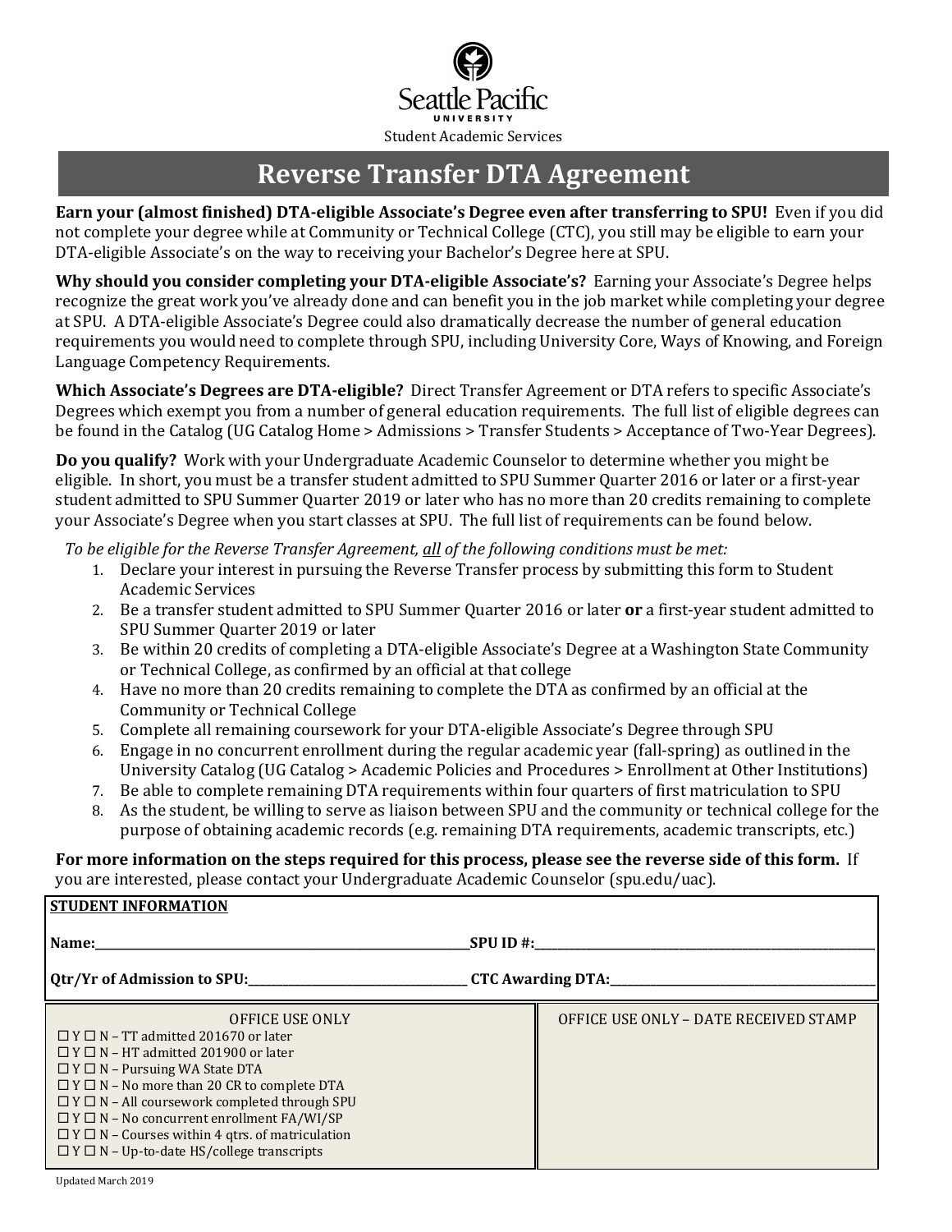Seattle Pacific University

Student Academic Services

# Reverse Transfer DTA Agreement

**Earn your (almost finished) DTA-eligible Associate's Degree even after transferring to SPU!** Even if you did not complete your degree while at Community or Technical College (CTC), you still may be eligible to earn your DTA-eligible Associate's on the way to receiving your Bachelor's Degree here at SPU.

**Why should you consider completing your DTA-eligible Associate's?** Earning your Associate's Degree helps recognize the great work you've already done and can benefit you in the job market while completing your degree at SPU. A DTA-eligible Associate's Degree could also dramatically decrease the number of general education requirements you would need to complete through SPU, including University Core, Ways of Knowing, and Foreign Language Competency Requirements.

**Which Associate's Degrees are DTA-eligible?** Direct Transfer Agreement or DTA refers to specific Associate's Degrees which exempt you from a number of general education requirements. The full list of eligible degrees can be found in the Catalog (UG Catalog Home > Admissions > Transfer Students > Acceptance of Two-Year Degrees).

**Do you qualify?** Work with your Undergraduate Academic Counselor to determine whether you might be eligible. In short, you must be a transfer student admitted to SPU Summer Quarter 2016 or later or a first-year student admitted to SPU Summer Quarter 2019 or later who has no more than 20 credits remaining to complete your Associate's Degree when you start classes at SPU. The full list of requirements can be found below.

*To be eligible for the Reverse Transfer Agreement, all of the following conditions must be met:*

1. Declare your interest in pursuing the Reverse Transfer process by submitting this form to Student Academic Services
2. Be a transfer student admitted to SPU Summer Quarter 2016 or later **or** a first-year student admitted to SPU Summer Quarter 2019 or later
3. Be within 20 credits of completing a DTA-eligible Associate's Degree at a Washington State Community or Technical College, as confirmed by an official at that college
4. Have no more than 20 credits remaining to complete the DTA as confirmed by an official at the Community or Technical College
5. Complete all remaining coursework for your DTA-eligible Associate's Degree through SPU
6. Engage in no concurrent enrollment during the regular academic year (fall-spring) as outlined in the University Catalog (UG Catalog > Academic Policies and Procedures > Enrollment at Other Institutions)
7. Be able to complete remaining DTA requirements within four quarters of first matriculation to SPU
8. As the student, be willing to serve as liaison between SPU and the community or technical college for the purpose of obtaining academic records (e.g. remaining DTA requirements, academic transcripts, etc.)

**For more information on the steps required for this process, please see the reverse side of this form.** If you are interested, please contact your Undergraduate Academic Counselor (spu.edu/uac).

**STUDENT INFORMATION**

**Name:**\_\_\_\_\_\_\_\_\_\_\_\_\_\_\_\_\_\_\_\_\_\_\_\_\_\_\_\_ **SPU ID #:**\_\_\_\_\_\_\_\_\_\_\_\_\_\_\_\_\_\_\_\_\_\_\_\_\_\_\_\_

**Qtr/Yr of Admission to SPU:**\_\_\_\_\_\_\_\_\_\_\_\_\_\_\_\_\_\_ **CTC Awarding DTA:**\_\_\_\_\_\_\_\_\_\_\_\_\_\_\_\_\_\_\_\_\_\_

| OFFICE USE ONLY | OFFICE USE ONLY – DATE RECEIVED STAMP |
|---|---|
| ☐ Y ☐ N – TT admitted 201670 or later<br>☐ Y ☐ N – HT admitted 201900 or later<br>☐ Y ☐ N – Pursuing WA State DTA<br>☐ Y ☐ N – No more than 20 CR to complete DTA<br>☐ Y ☐ N – All coursework completed through SPU<br>☐ Y ☐ N – No concurrent enrollment FA/WI/SP<br>☐ Y ☐ N – Courses within 4 qtrs. of matriculation<br>☐ Y ☐ N – Up-to-date HS/college transcripts | |

Updated March 2019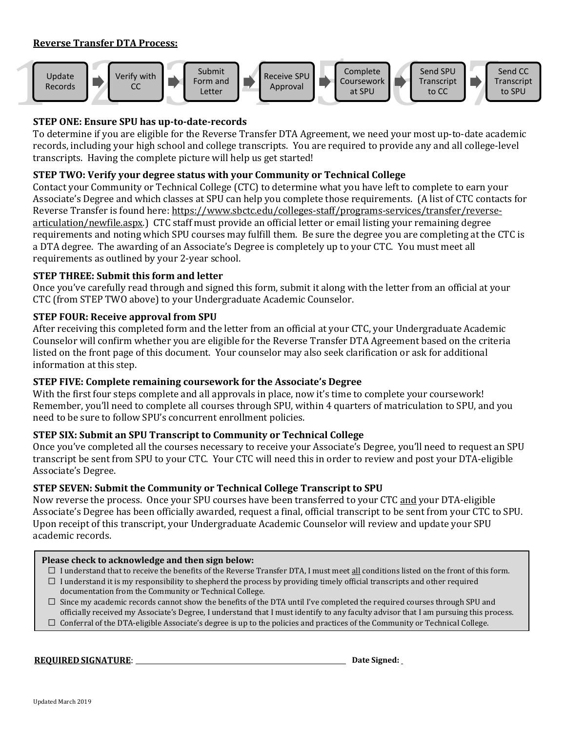**Reverse Transfer DTA Process:**

1 Update Records → 2 Verify with CC → 3 Submit Form and Letter → 4 Receive SPU Approval → 5 Complete Coursework at SPU → 6 Send SPU Transcript to CC → 7 Send CC Transcript to SPU

**STEP ONE: Ensure SPU has up-to-date-records**

To determine if you are eligible for the Reverse Transfer DTA Agreement, we need your most up-to-date academic records, including your high school and college transcripts. You are required to provide any and all college-level transcripts. Having the complete picture will help us get started!

**STEP TWO: Verify your degree status with your Community or Technical College**

Contact your Community or Technical College (CTC) to determine what you have left to complete to earn your Associate's Degree and which classes at SPU can help you complete those requirements. (A list of CTC contacts for Reverse Transfer is found here: https://www.sbctc.edu/colleges-staff/programs-services/transfer/reverse-articulation/newfile.aspx.) CTC staff must provide an official letter or email listing your remaining degree requirements and noting which SPU courses may fulfill them. Be sure the degree you are completing at the CTC is a DTA degree. The awarding of an Associate's Degree is completely up to your CTC. You must meet all requirements as outlined by your 2-year school.

**STEP THREE: Submit this form and letter**

Once you've carefully read through and signed this form, submit it along with the letter from an official at your CTC (from STEP TWO above) to your Undergraduate Academic Counselor.

**STEP FOUR: Receive approval from SPU**

After receiving this completed form and the letter from an official at your CTC, your Undergraduate Academic Counselor will confirm whether you are eligible for the Reverse Transfer DTA Agreement based on the criteria listed on the front page of this document. Your counselor may also seek clarification or ask for additional information at this step.

**STEP FIVE: Complete remaining coursework for the Associate's Degree**

With the first four steps complete and all approvals in place, now it's time to complete your coursework! Remember, you'll need to complete all courses through SPU, within 4 quarters of matriculation to SPU, and you need to be sure to follow SPU's concurrent enrollment policies.

**STEP SIX: Submit an SPU Transcript to Community or Technical College**

Once you've completed all the courses necessary to receive your Associate's Degree, you'll need to request an SPU transcript be sent from SPU to your CTC. Your CTC will need this in order to review and post your DTA-eligible Associate's Degree.

**STEP SEVEN: Submit the Community or Technical College Transcript to SPU**

Now reverse the process. Once your SPU courses have been transferred to your CTC and your DTA-eligible Associate's Degree has been officially awarded, request a final, official transcript to be sent from your CTC to SPU. Upon receipt of this transcript, your Undergraduate Academic Counselor will review and update your SPU academic records.

**Please check to acknowledge and then sign below:**

- ☐ I understand that to receive the benefits of the Reverse Transfer DTA, I must meet all conditions listed on the front of this form.
- ☐ I understand it is my responsibility to shepherd the process by providing timely official transcripts and other required documentation from the Community or Technical College.
- ☐ Since my academic records cannot show the benefits of the DTA until I've completed the required courses through SPU and officially received my Associate's Degree, I understand that I must identify to any faculty advisor that I am pursuing this process.
- ☐ Conferral of the DTA-eligible Associate's degree is up to the policies and practices of the Community or Technical College.

**REQUIRED SIGNATURE**: ______________________ **Date Signed:** ____

Updated March 2019